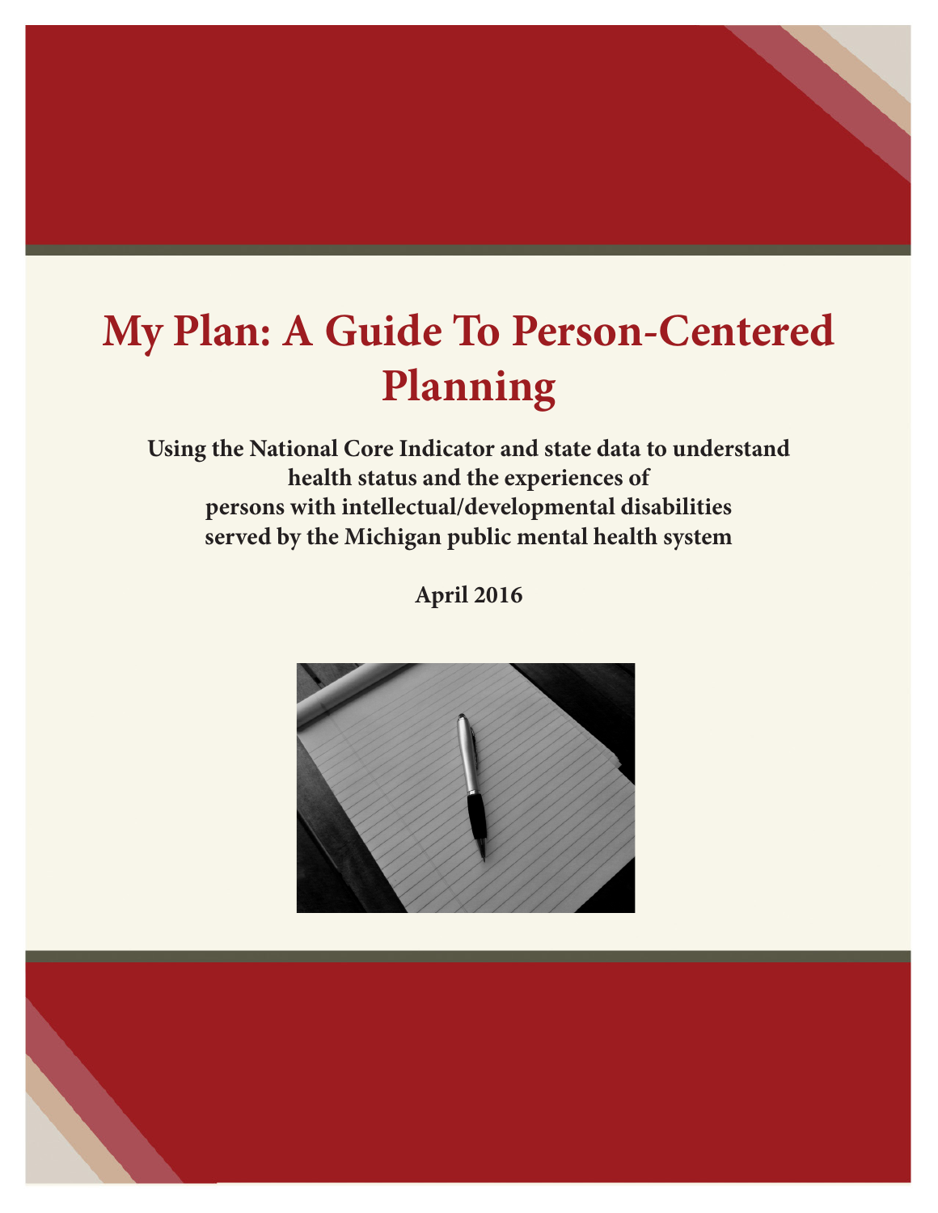# My Plan: A Guide To Person-Centered Planning

**Using the National Core Indicator and state data to understand health status and the experiences of persons with intellectual/developmental disabilities served by the Michigan public mental health system**

**April 2016**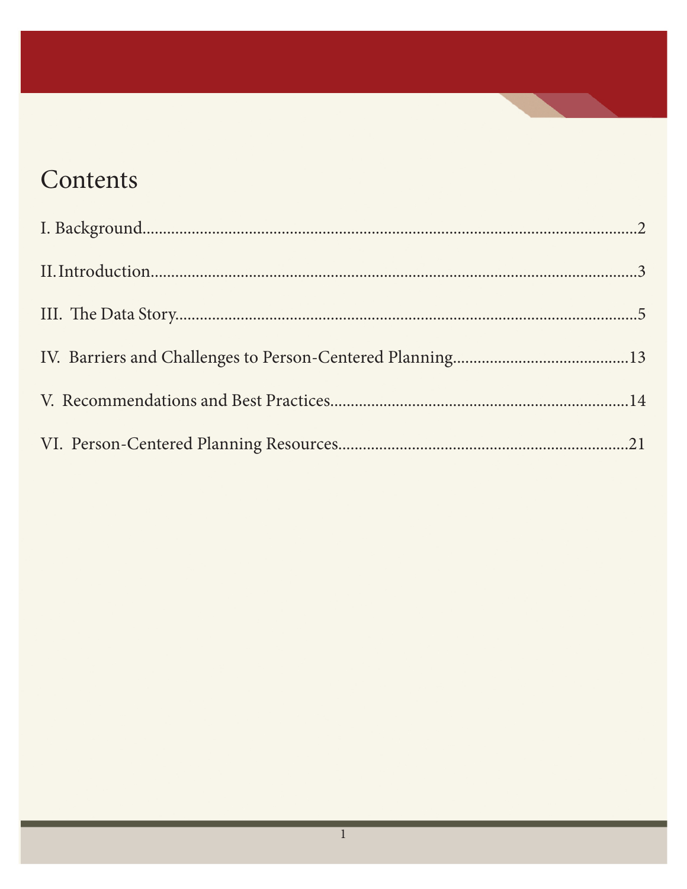# Contents

I. Background....................................................................................................2

II. Introduction..................................................................................................3

III. The Data Story.............................................................................................5

IV. Barriers and Challenges to Person-Centered Planning..................................13

V. Recommendations and Best Practices...........................................................14

VI. Person-Centered Planning Resources...........................................................21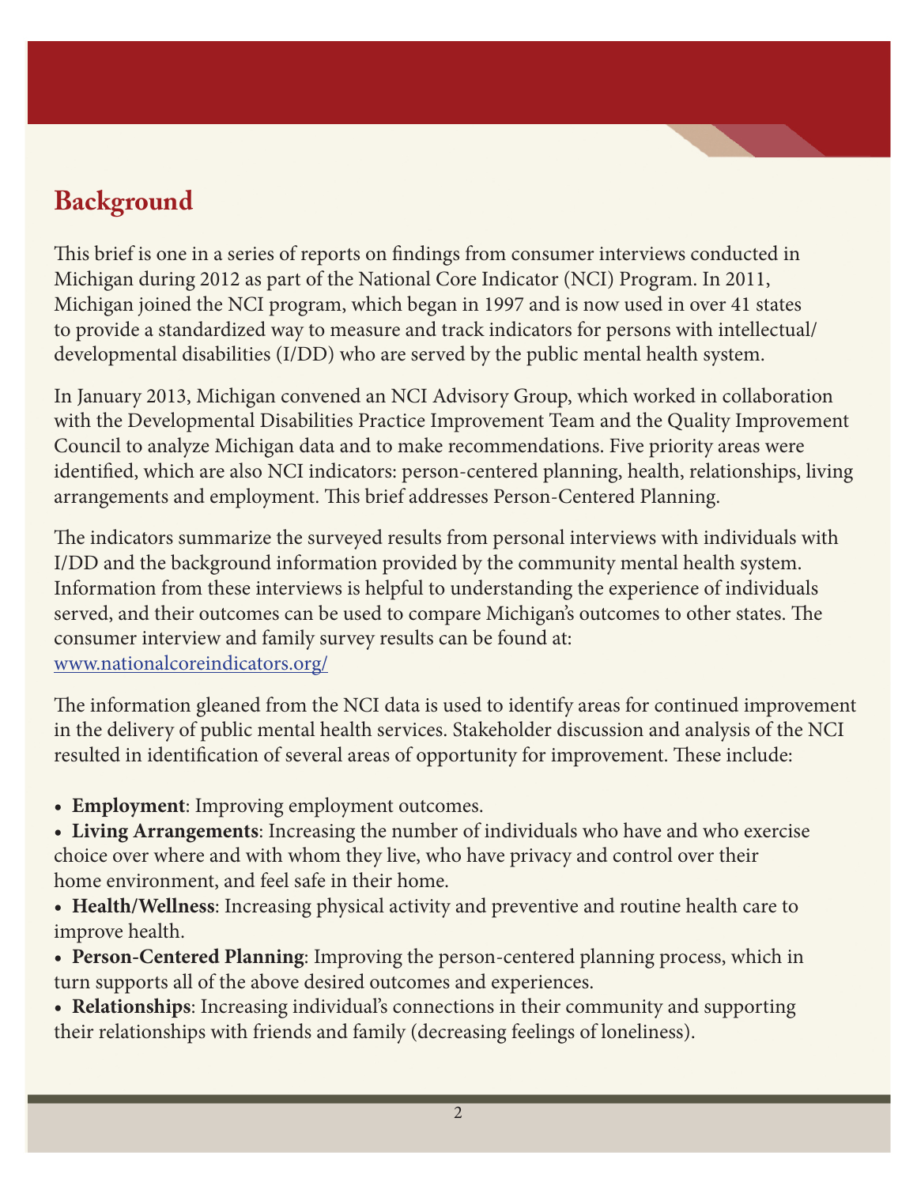## Background

This brief is one in a series of reports on findings from consumer interviews conducted in Michigan during 2012 as part of the National Core Indicator (NCI) Program. In 2011, Michigan joined the NCI program, which began in 1997 and is now used in over 41 states to provide a standardized way to measure and track indicators for persons with intellectual/developmental disabilities (I/DD) who are served by the public mental health system.

In January 2013, Michigan convened an NCI Advisory Group, which worked in collaboration with the Developmental Disabilities Practice Improvement Team and the Quality Improvement Council to analyze Michigan data and to make recommendations. Five priority areas were identified, which are also NCI indicators: person-centered planning, health, relationships, living arrangements and employment. This brief addresses Person-Centered Planning.

The indicators summarize the surveyed results from personal interviews with individuals with I/DD and the background information provided by the community mental health system. Information from these interviews is helpful to understanding the experience of individuals served, and their outcomes can be used to compare Michigan's outcomes to other states. The consumer interview and family survey results can be found at: [www.nationalcoreindicators.org/](www.nationalcoreindicators.org/)

The information gleaned from the NCI data is used to identify areas for continued improvement in the delivery of public mental health services. Stakeholder discussion and analysis of the NCI resulted in identification of several areas of opportunity for improvement. These include:

- **Employment**: Improving employment outcomes.
- **Living Arrangements**: Increasing the number of individuals who have and who exercise choice over where and with whom they live, who have privacy and control over their home environment, and feel safe in their home.
- **Health/Wellness**: Increasing physical activity and preventive and routine health care to improve health.
- **Person-Centered Planning**: Improving the person-centered planning process, which in turn supports all of the above desired outcomes and experiences.
- **Relationships**: Increasing individual's connections in their community and supporting their relationships with friends and family (decreasing feelings of loneliness).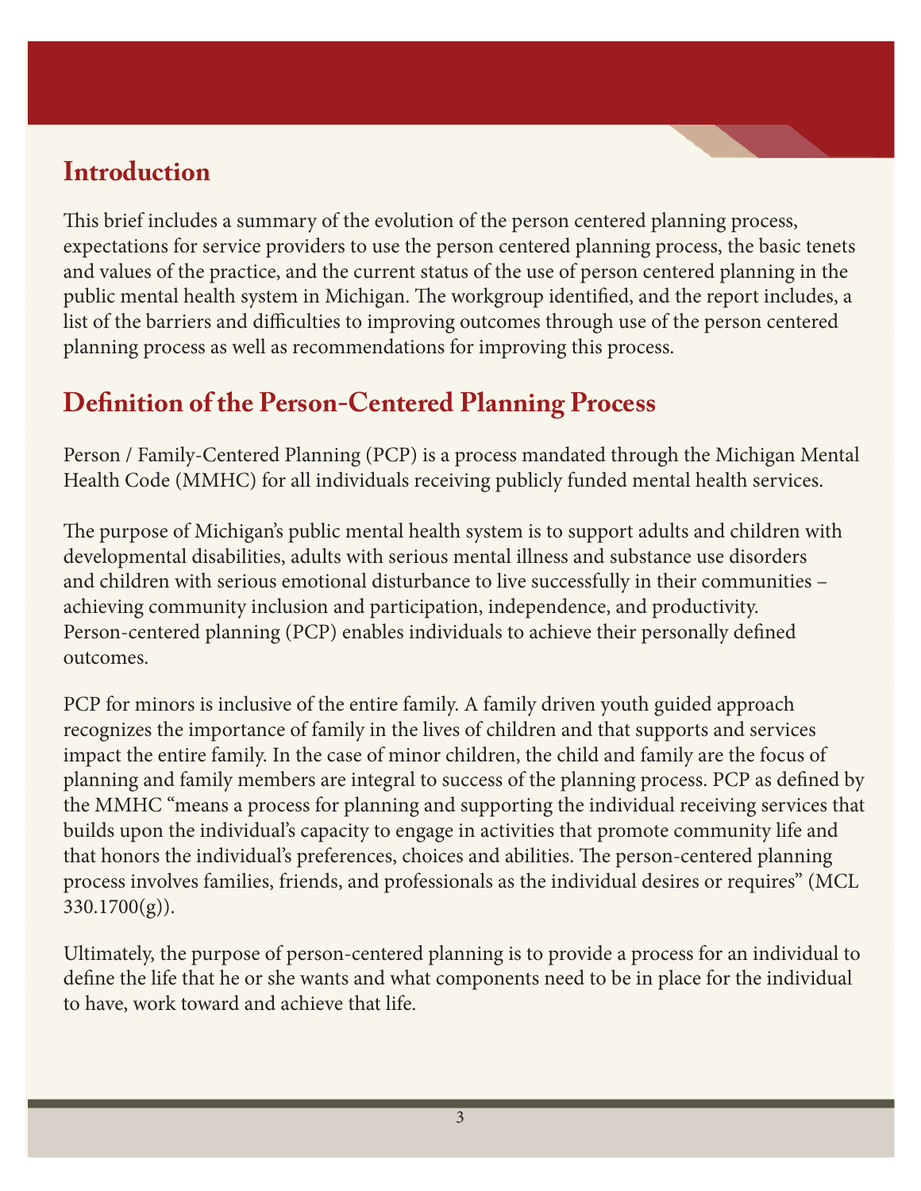## Introduction

This brief includes a summary of the evolution of the person centered planning process, expectations for service providers to use the person centered planning process, the basic tenets and values of the practice, and the current status of the use of person centered planning in the public mental health system in Michigan. The workgroup identified, and the report includes, a list of the barriers and difficulties to improving outcomes through use of the person centered planning process as well as recommendations for improving this process.

## Definition of the Person-Centered Planning Process

Person / Family-Centered Planning (PCP) is a process mandated through the Michigan Mental Health Code (MMHC) for all individuals receiving publicly funded mental health services.

The purpose of Michigan's public mental health system is to support adults and children with developmental disabilities, adults with serious mental illness and substance use disorders and children with serious emotional disturbance to live successfully in their communities – achieving community inclusion and participation, independence, and productivity. Person-centered planning (PCP) enables individuals to achieve their personally defined outcomes.

PCP for minors is inclusive of the entire family. A family driven youth guided approach recognizes the importance of family in the lives of children and that supports and services impact the entire family. In the case of minor children, the child and family are the focus of planning and family members are integral to success of the planning process. PCP as defined by the MMHC "means a process for planning and supporting the individual receiving services that builds upon the individual's capacity to engage in activities that promote community life and that honors the individual's preferences, choices and abilities. The person-centered planning process involves families, friends, and professionals as the individual desires or requires" (MCL 330.1700(g)).

Ultimately, the purpose of person-centered planning is to provide a process for an individual to define the life that he or she wants and what components need to be in place for the individual to have, work toward and achieve that life.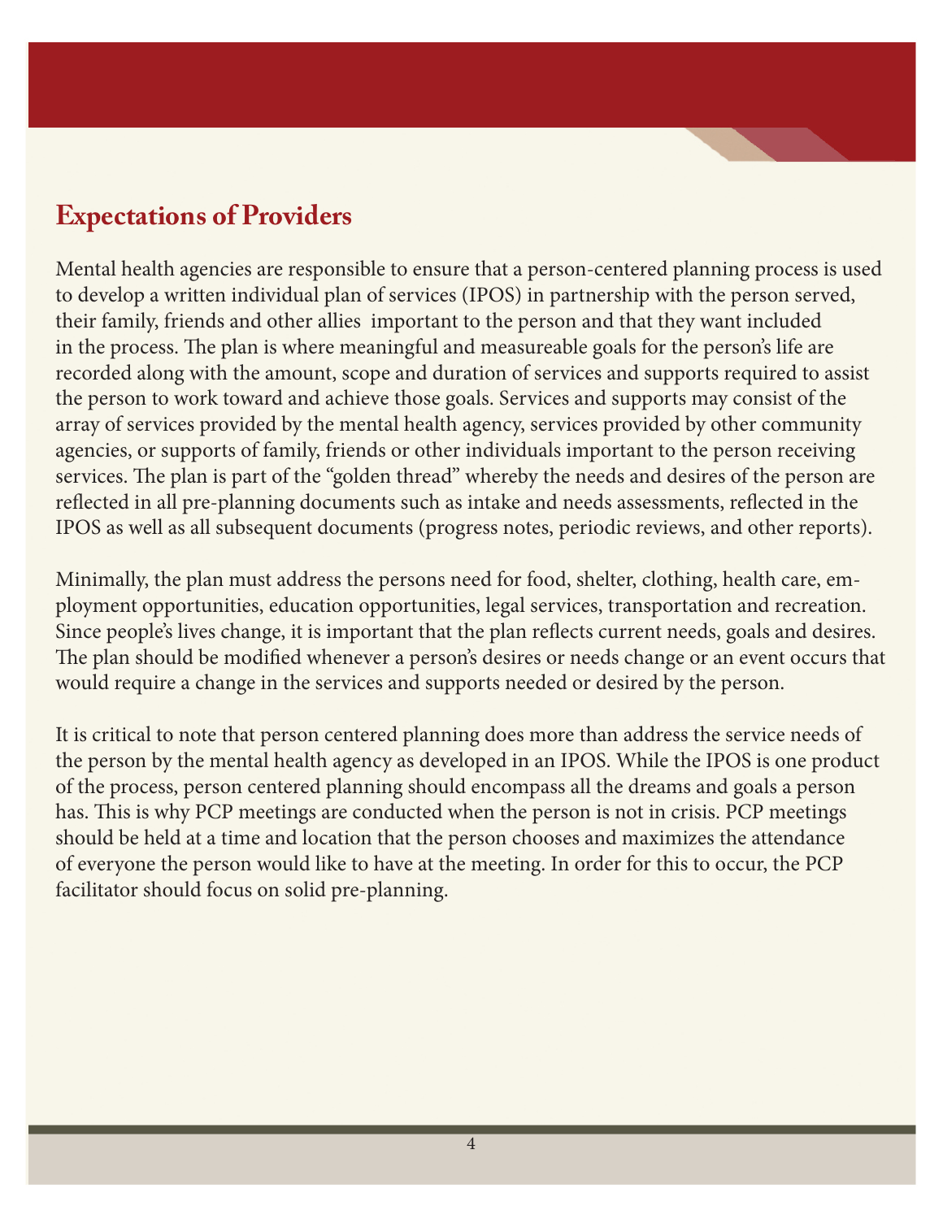## Expectations of Providers

Mental health agencies are responsible to ensure that a person-centered planning process is used to develop a written individual plan of services (IPOS) in partnership with the person served, their family, friends and other allies important to the person and that they want included in the process. The plan is where meaningful and measureable goals for the person's life are recorded along with the amount, scope and duration of services and supports required to assist the person to work toward and achieve those goals. Services and supports may consist of the array of services provided by the mental health agency, services provided by other community agencies, or supports of family, friends or other individuals important to the person receiving services. The plan is part of the "golden thread" whereby the needs and desires of the person are reflected in all pre-planning documents such as intake and needs assessments, reflected in the IPOS as well as all subsequent documents (progress notes, periodic reviews, and other reports).

Minimally, the plan must address the persons need for food, shelter, clothing, health care, employment opportunities, education opportunities, legal services, transportation and recreation. Since people's lives change, it is important that the plan reflects current needs, goals and desires. The plan should be modified whenever a person's desires or needs change or an event occurs that would require a change in the services and supports needed or desired by the person.

It is critical to note that person centered planning does more than address the service needs of the person by the mental health agency as developed in an IPOS. While the IPOS is one product of the process, person centered planning should encompass all the dreams and goals a person has. This is why PCP meetings are conducted when the person is not in crisis. PCP meetings should be held at a time and location that the person chooses and maximizes the attendance of everyone the person would like to have at the meeting. In order for this to occur, the PCP facilitator should focus on solid pre-planning.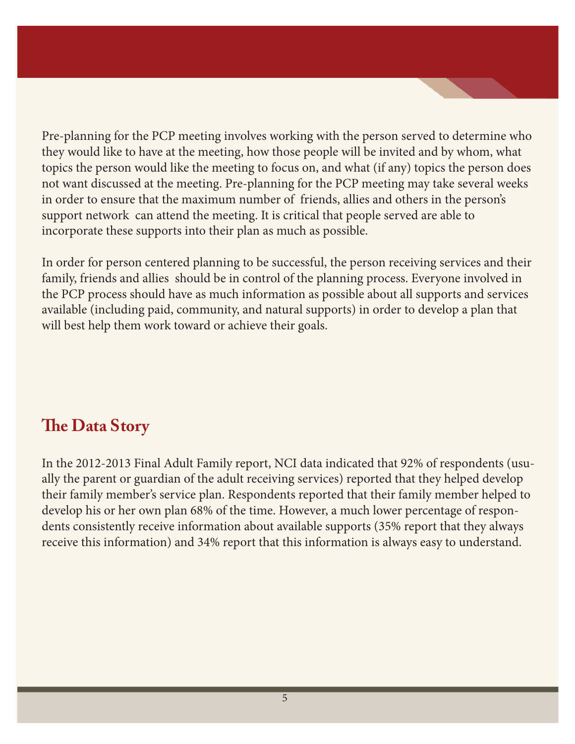Pre-planning for the PCP meeting involves working with the person served to determine who they would like to have at the meeting, how those people will be invited and by whom, what topics the person would like the meeting to focus on, and what (if any) topics the person does not want discussed at the meeting. Pre-planning for the PCP meeting may take several weeks in order to ensure that the maximum number of friends, allies and others in the person's support network can attend the meeting. It is critical that people served are able to incorporate these supports into their plan as much as possible.

In order for person centered planning to be successful, the person receiving services and their family, friends and allies should be in control of the planning process. Everyone involved in the PCP process should have as much information as possible about all supports and services available (including paid, community, and natural supports) in order to develop a plan that will best help them work toward or achieve their goals.

## The Data Story

In the 2012-2013 Final Adult Family report, NCI data indicated that 92% of respondents (usually the parent or guardian of the adult receiving services) reported that they helped develop their family member's service plan. Respondents reported that their family member helped to develop his or her own plan 68% of the time. However, a much lower percentage of respondents consistently receive information about available supports (35% report that they always receive this information) and 34% report that this information is always easy to understand.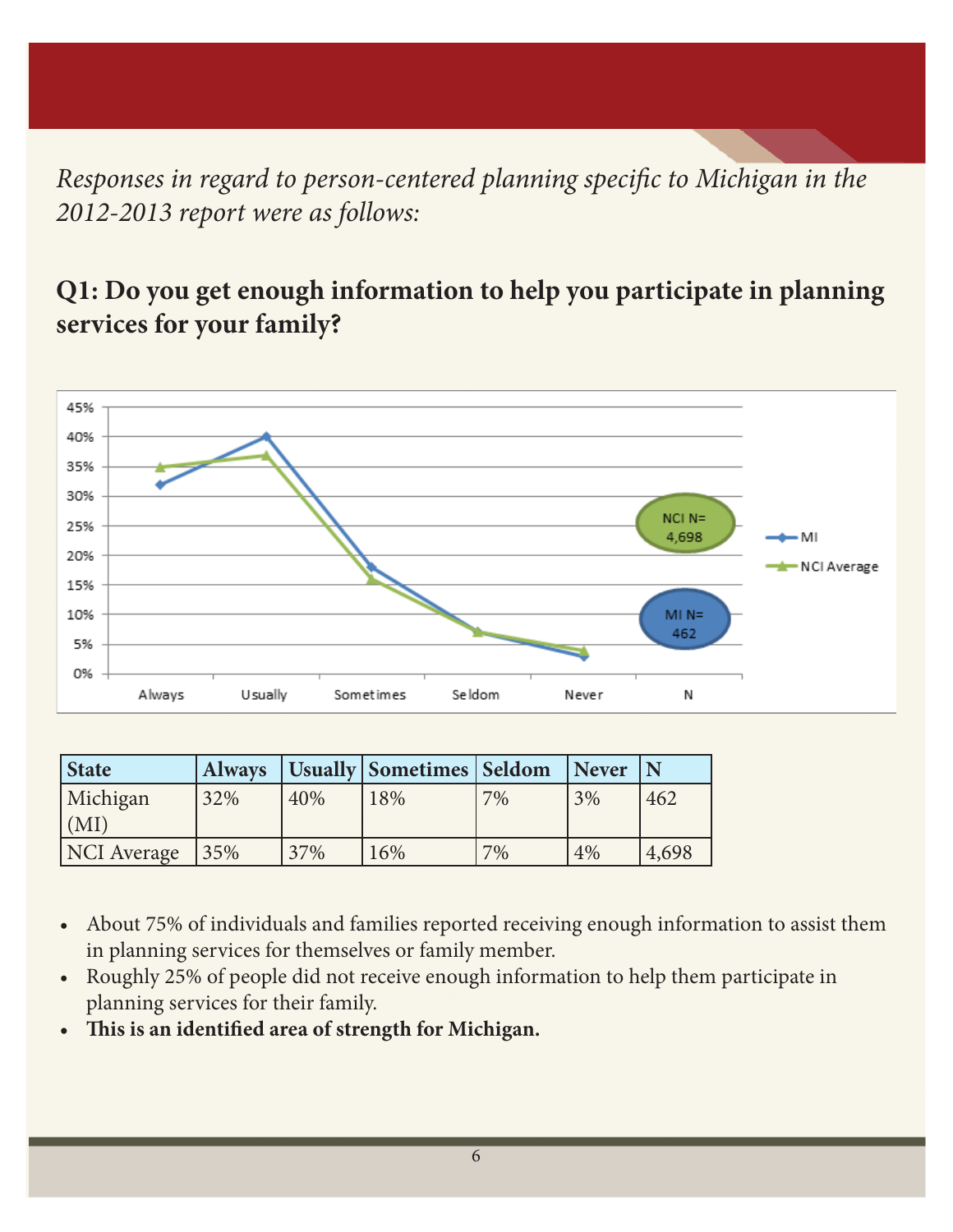*Responses in regard to person-centered planning specific to Michigan in the 2012-2013 report were as follows:*

## Q1: Do you get enough information to help you participate in planning services for your family?

| State | Always | Usually | Sometimes | Seldom | Never | N |
|---|---|---|---|---|---|---|
| Michigan (MI) | 32% | 40% | 18% | 7% | 3% | 462 |
| NCI Average | 35% | 37% | 16% | 7% | 4% | 4,698 |

- About 75% of individuals and families reported receiving enough information to assist them in planning services for themselves or family member.
- Roughly 25% of people did not receive enough information to help them participate in planning services for their family.
- **This is an identified area of strength for Michigan.**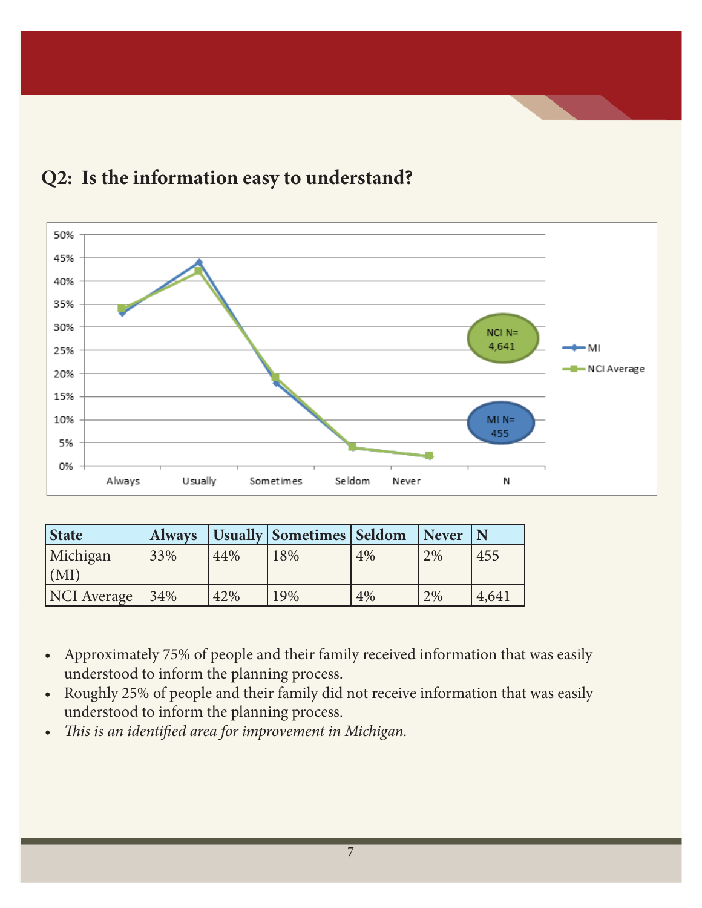## Q2: Is the information easy to understand?

| State | Always | Usually | Sometimes | Seldom | Never | N |
|---|---|---|---|---|---|---|
| Michigan (MI) | 33% | 44% | 18% | 4% | 2% | 455 |
| NCI Average | 34% | 42% | 19% | 4% | 2% | 4,641 |

- Approximately 75% of people and their family received information that was easily understood to inform the planning process.
- Roughly 25% of people and their family did not receive information that was easily understood to inform the planning process.
- *This is an identified area for improvement in Michigan.*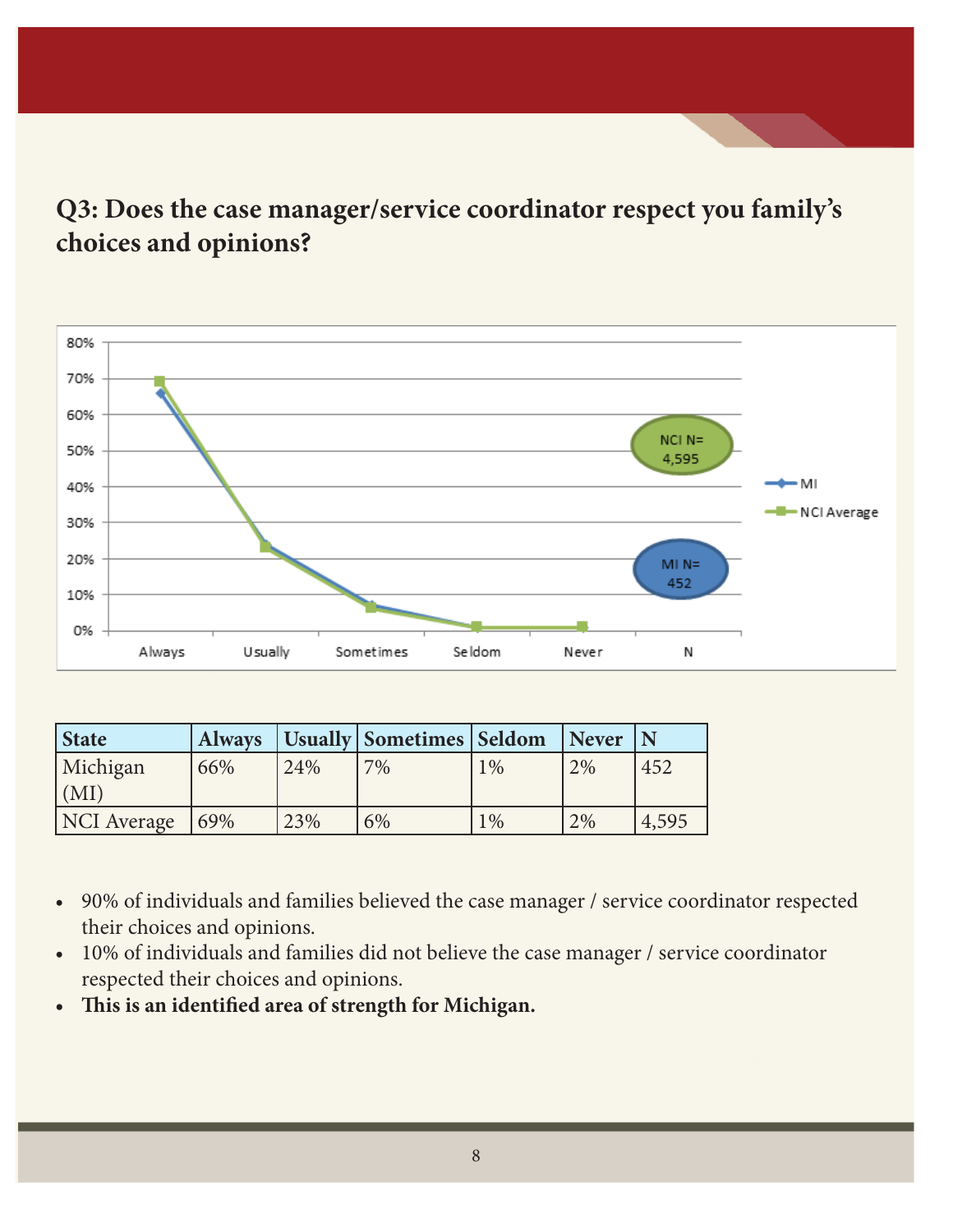## Q3: Does the case manager/service coordinator respect you family's choices and opinions?

| State | Always | Usually | Sometimes | Seldom | Never | N |
|---|---|---|---|---|---|---|
| Michigan (MI) | 66% | 24% | 7% | 1% | 2% | 452 |
| NCI Average | 69% | 23% | 6% | 1% | 2% | 4,595 |

- 90% of individuals and families believed the case manager / service coordinator respected their choices and opinions.
- 10% of individuals and families did not believe the case manager / service coordinator respected their choices and opinions.
- **This is an identified area of strength for Michigan.**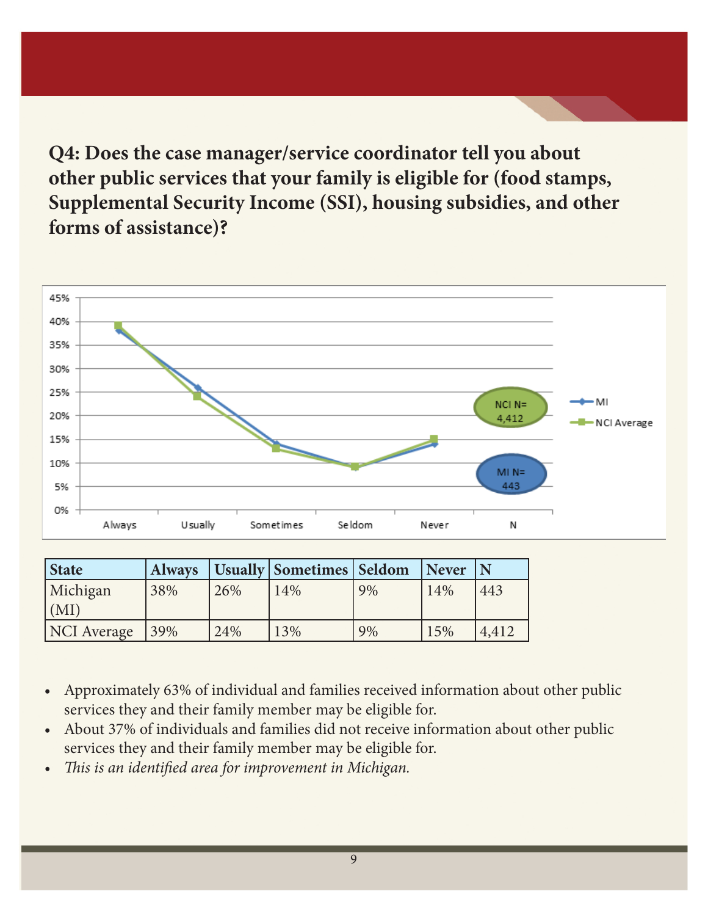## Q4: Does the case manager/service coordinator tell you about other public services that your family is eligible for (food stamps, Supplemental Security Income (SSI), housing subsidies, and other forms of assistance)?

| State | Always | Usually | Sometimes | Seldom | Never | N |
|---|---|---|---|---|---|---|
| Michigan (MI) | 38% | 26% | 14% | 9% | 14% | 443 |
| NCI Average | 39% | 24% | 13% | 9% | 15% | 4,412 |

- Approximately 63% of individual and families received information about other public services they and their family member may be eligible for.
- About 37% of individuals and families did not receive information about other public services they and their family member may be eligible for.
- *This is an identified area for improvement in Michigan.*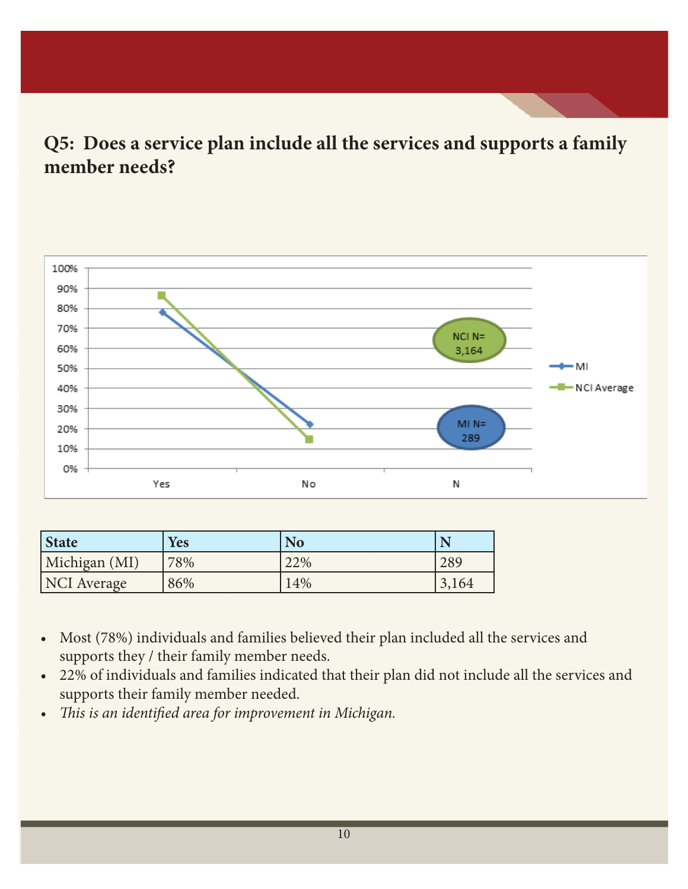## Q5: Does a service plan include all the services and supports a family member needs?

| State | Yes | No | N |
|---|---|---|---|
| Michigan (MI) | 78% | 22% | 289 |
| NCI Average | 86% | 14% | 3,164 |

- Most (78%) individuals and families believed their plan included all the services and supports they / their family member needs.
- 22% of individuals and families indicated that their plan did not include all the services and supports their family member needed.
- *This is an identified area for improvement in Michigan.*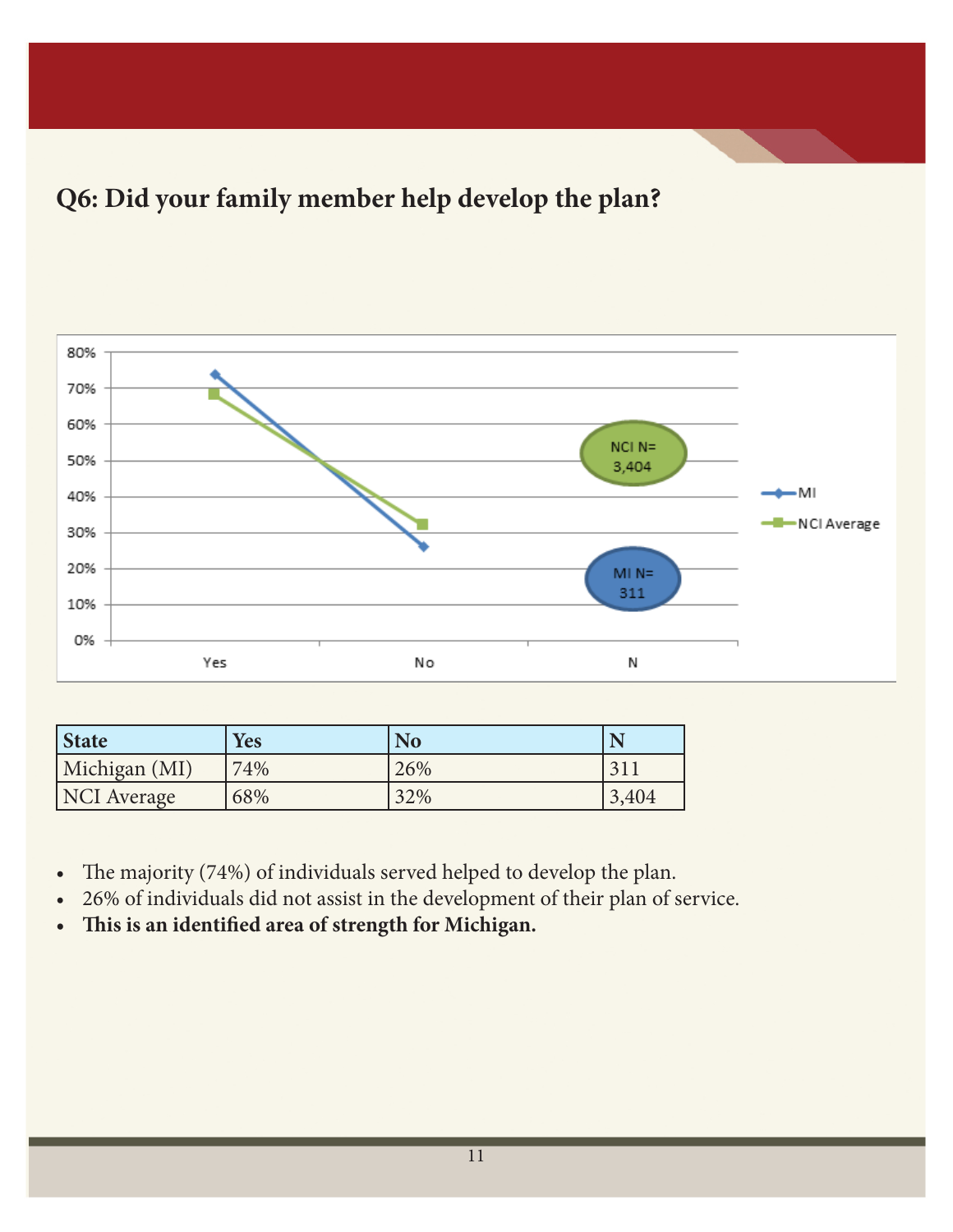## Q6: Did your family member help develop the plan?

| State | Yes | No | N |
|---|---|---|---|
| Michigan (MI) | 74% | 26% | 311 |
| NCI Average | 68% | 32% | 3,404 |

- The majority (74%) of individuals served helped to develop the plan.
- 26% of individuals did not assist in the development of their plan of service.
- **This is an identified area of strength for Michigan.**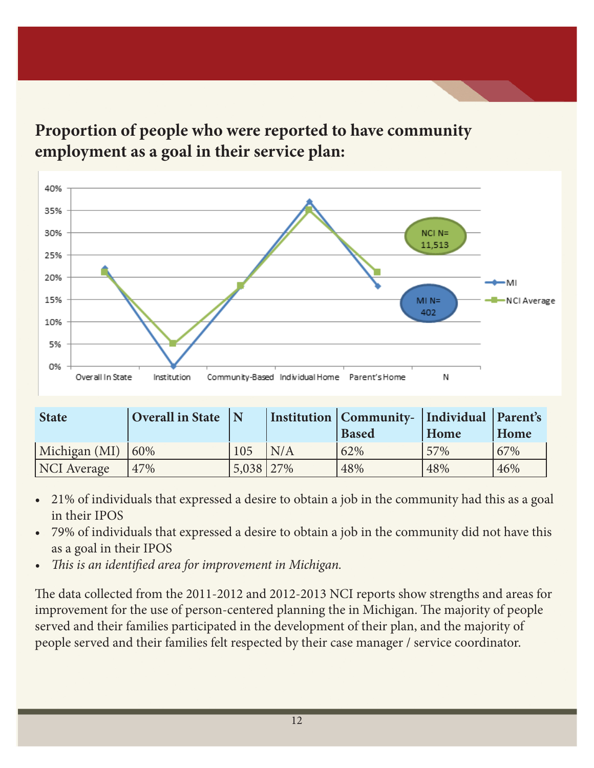## Proportion of people who were reported to have community employment as a goal in their service plan:

| State | Overall in State | N | Institution | Community-Based | Individual Home | Parent's Home |
|---|---|---|---|---|---|---|
| Michigan (MI) | 60% | 105 | N/A | 62% | 57% | 67% |
| NCI Average | 47% | 5,038 | 27% | 48% | 48% | 46% |

- 21% of individuals that expressed a desire to obtain a job in the community had this as a goal in their IPOS
- 79% of individuals that expressed a desire to obtain a job in the community did not have this as a goal in their IPOS
- *This is an identified area for improvement in Michigan.*

The data collected from the 2011-2012 and 2012-2013 NCI reports show strengths and areas for improvement for the use of person-centered planning the in Michigan. The majority of people served and their families participated in the development of their plan, and the majority of people served and their families felt respected by their case manager / service coordinator.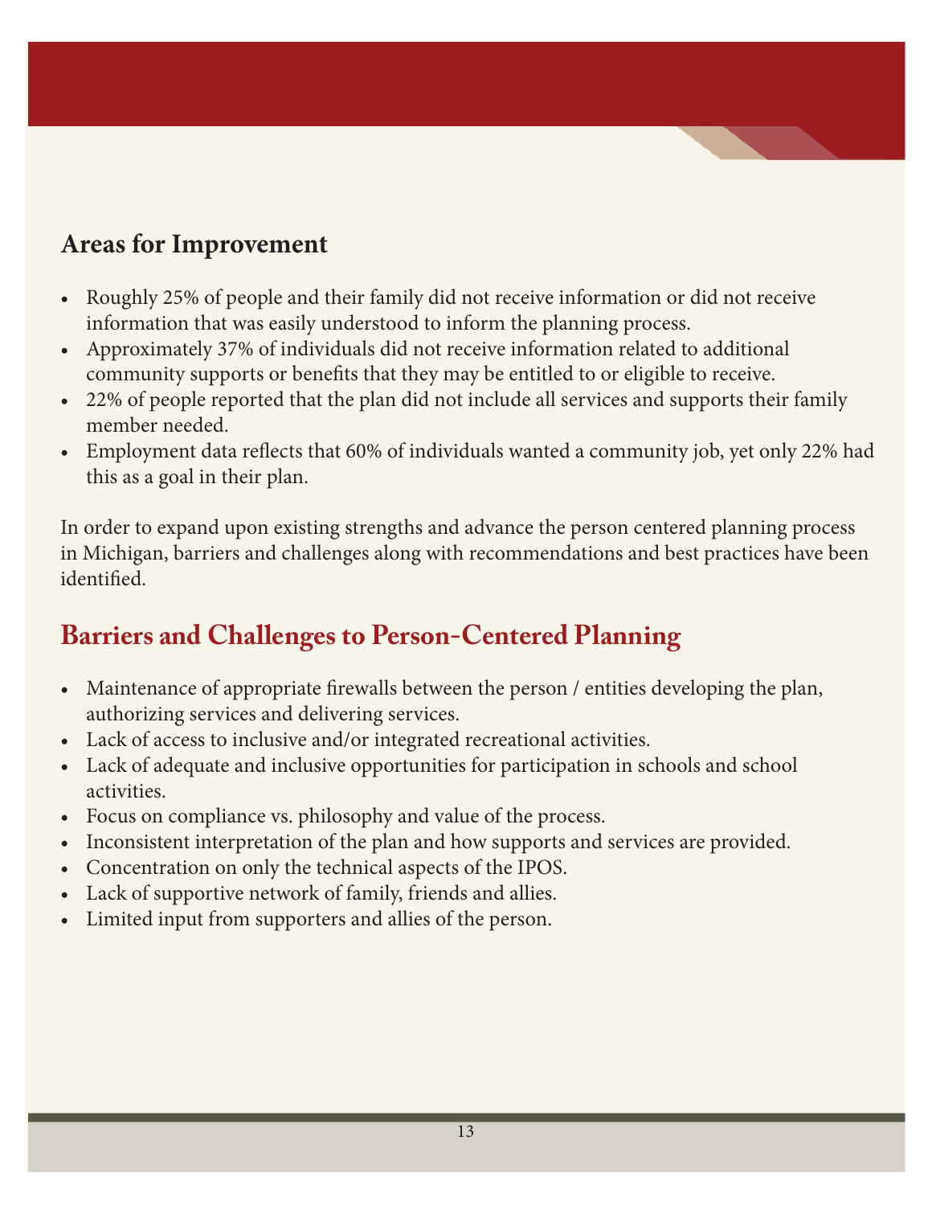## Areas for Improvement

- Roughly 25% of people and their family did not receive information or did not receive information that was easily understood to inform the planning process.
- Approximately 37% of individuals did not receive information related to additional community supports or benefits that they may be entitled to or eligible to receive.
- 22% of people reported that the plan did not include all services and supports their family member needed.
- Employment data reflects that 60% of individuals wanted a community job, yet only 22% had this as a goal in their plan.

In order to expand upon existing strengths and advance the person centered planning process in Michigan, barriers and challenges along with recommendations and best practices have been identified.

## Barriers and Challenges to Person-Centered Planning

- Maintenance of appropriate firewalls between the person / entities developing the plan, authorizing services and delivering services.
- Lack of access to inclusive and/or integrated recreational activities.
- Lack of adequate and inclusive opportunities for participation in schools and school activities.
- Focus on compliance vs. philosophy and value of the process.
- Inconsistent interpretation of the plan and how supports and services are provided.
- Concentration on only the technical aspects of the IPOS.
- Lack of supportive network of family, friends and allies.
- Limited input from supporters and allies of the person.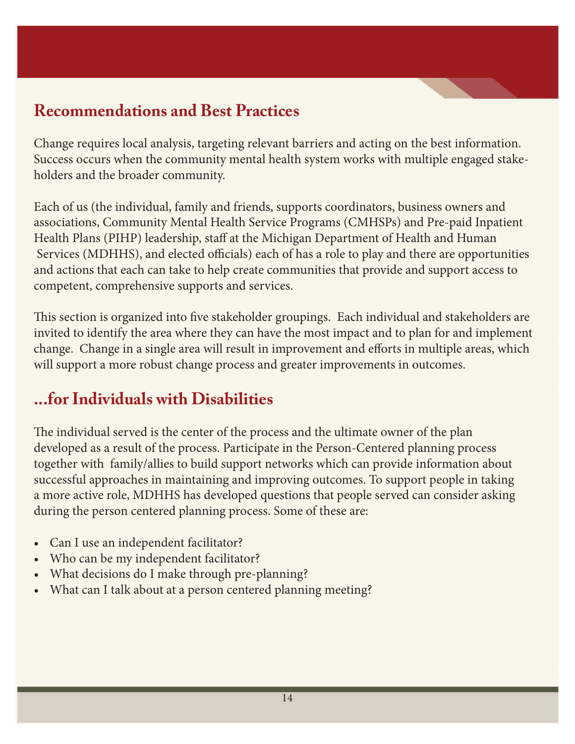## Recommendations and Best Practices

Change requires local analysis, targeting relevant barriers and acting on the best information. Success occurs when the community mental health system works with multiple engaged stakeholders and the broader community.

Each of us (the individual, family and friends, supports coordinators, business owners and associations, Community Mental Health Service Programs (CMHSPs) and Pre-paid Inpatient Health Plans (PIHP) leadership, staff at the Michigan Department of Health and Human Services (MDHHS), and elected officials) each of has a role to play and there are opportunities and actions that each can take to help create communities that provide and support access to competent, comprehensive supports and services.

This section is organized into five stakeholder groupings. Each individual and stakeholders are invited to identify the area where they can have the most impact and to plan for and implement change. Change in a single area will result in improvement and efforts in multiple areas, which will support a more robust change process and greater improvements in outcomes.

## ...for Individuals with Disabilities

The individual served is the center of the process and the ultimate owner of the plan developed as a result of the process. Participate in the Person-Centered planning process together with family/allies to build support networks which can provide information about successful approaches in maintaining and improving outcomes. To support people in taking a more active role, MDHHS has developed questions that people served can consider asking during the person centered planning process. Some of these are:

- Can I use an independent facilitator?
- Who can be my independent facilitator?
- What decisions do I make through pre-planning?
- What can I talk about at a person centered planning meeting?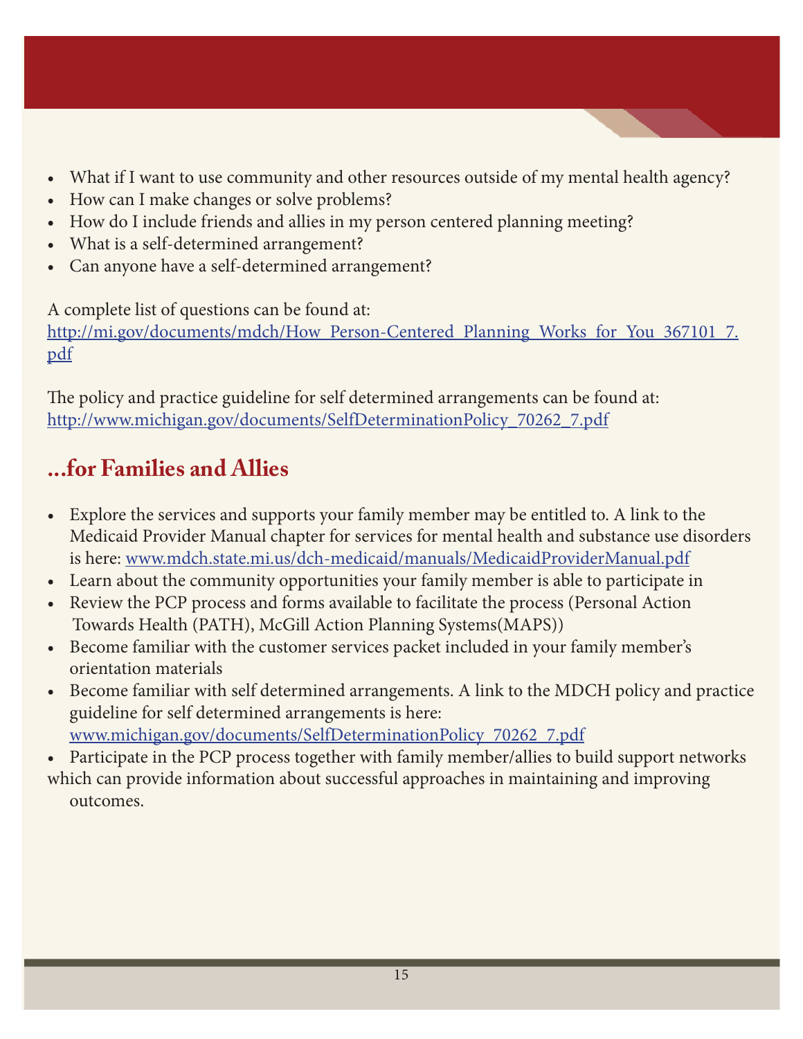- What if I want to use community and other resources outside of my mental health agency?
- How can I make changes or solve problems?
- How do I include friends and allies in my person centered planning meeting?
- What is a self-determined arrangement?
- Can anyone have a self-determined arrangement?

A complete list of questions can be found at:
http://mi.gov/documents/mdch/How_Person-Centered_Planning_Works_for_You_367101_7.pdf

The policy and practice guideline for self determined arrangements can be found at:
http://www.michigan.gov/documents/SelfDeterminationPolicy_70262_7.pdf

## ...for Families and Allies

- Explore the services and supports your family member may be entitled to. A link to the Medicaid Provider Manual chapter for services for mental health and substance use disorders is here: www.mdch.state.mi.us/dch-medicaid/manuals/MedicaidProviderManual.pdf
- Learn about the community opportunities your family member is able to participate in
- Review the PCP process and forms available to facilitate the process (Personal Action Towards Health (PATH), McGill Action Planning Systems(MAPS))
- Become familiar with the customer services packet included in your family member's orientation materials
- Become familiar with self determined arrangements. A link to the MDCH policy and practice guideline for self determined arrangements is here: www.michigan.gov/documents/SelfDeterminationPolicy_70262_7.pdf
- Participate in the PCP process together with family member/allies to build support networks which can provide information about successful approaches in maintaining and improving outcomes.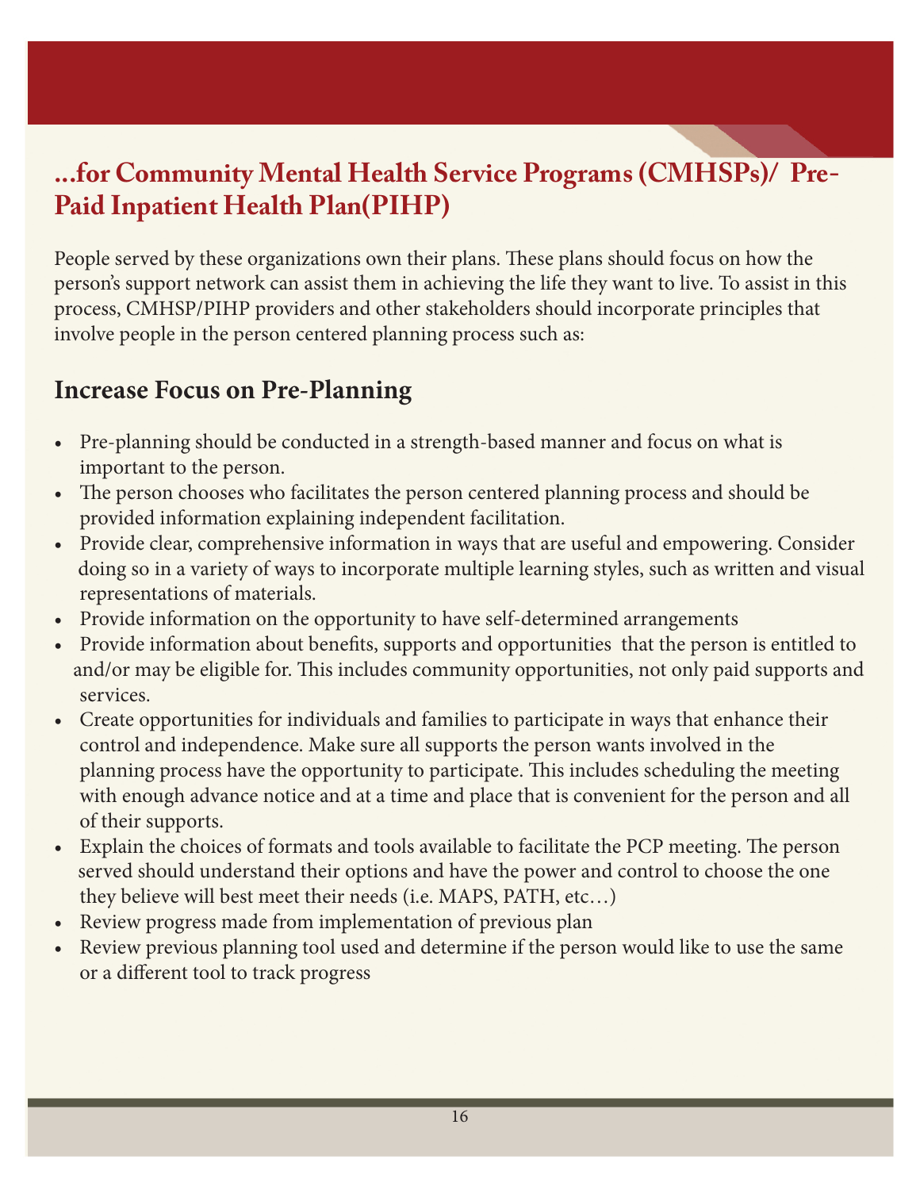## …for Community Mental Health Service Programs (CMHSPs)/ Pre-Paid Inpatient Health Plan(PIHP)

People served by these organizations own their plans. These plans should focus on how the person's support network can assist them in achieving the life they want to live. To assist in this process, CMHSP/PIHP providers and other stakeholders should incorporate principles that involve people in the person centered planning process such as:

### Increase Focus on Pre-Planning

- Pre-planning should be conducted in a strength-based manner and focus on what is important to the person.
- The person chooses who facilitates the person centered planning process and should be provided information explaining independent facilitation.
- Provide clear, comprehensive information in ways that are useful and empowering. Consider doing so in a variety of ways to incorporate multiple learning styles, such as written and visual representations of materials.
- Provide information on the opportunity to have self-determined arrangements
- Provide information about benefits, supports and opportunities that the person is entitled to and/or may be eligible for. This includes community opportunities, not only paid supports and services.
- Create opportunities for individuals and families to participate in ways that enhance their control and independence. Make sure all supports the person wants involved in the planning process have the opportunity to participate. This includes scheduling the meeting with enough advance notice and at a time and place that is convenient for the person and all of their supports.
- Explain the choices of formats and tools available to facilitate the PCP meeting. The person served should understand their options and have the power and control to choose the one they believe will best meet their needs (i.e. MAPS, PATH, etc…)
- Review progress made from implementation of previous plan
- Review previous planning tool used and determine if the person would like to use the same or a different tool to track progress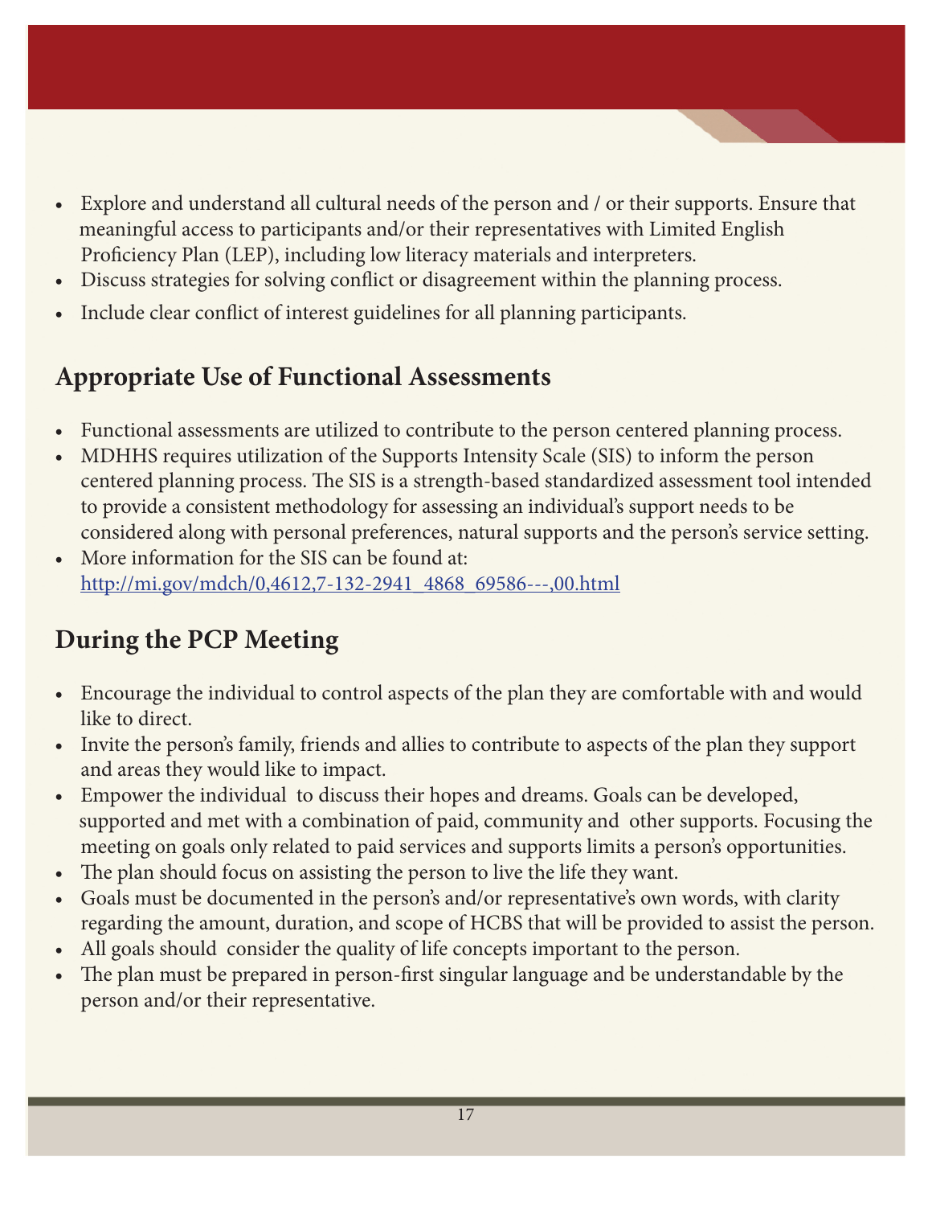- Explore and understand all cultural needs of the person and / or their supports. Ensure that meaningful access to participants and/or their representatives with Limited English Proficiency Plan (LEP), including low literacy materials and interpreters.
- Discuss strategies for solving conflict or disagreement within the planning process.
- Include clear conflict of interest guidelines for all planning participants.

## Appropriate Use of Functional Assessments

- Functional assessments are utilized to contribute to the person centered planning process.
- MDHHS requires utilization of the Supports Intensity Scale (SIS) to inform the person centered planning process. The SIS is a strength-based standardized assessment tool intended to provide a consistent methodology for assessing an individual's support needs to be considered along with personal preferences, natural supports and the person's service setting.
- More information for the SIS can be found at: [http://mi.gov/mdch/0,4612,7-132-2941_4868_69586---,00.html](http://mi.gov/mdch/0,4612,7-132-2941_4868_69586---,00.html)

## During the PCP Meeting

- Encourage the individual to control aspects of the plan they are comfortable with and would like to direct.
- Invite the person's family, friends and allies to contribute to aspects of the plan they support and areas they would like to impact.
- Empower the individual to discuss their hopes and dreams. Goals can be developed, supported and met with a combination of paid, community and other supports. Focusing the meeting on goals only related to paid services and supports limits a person's opportunities.
- The plan should focus on assisting the person to live the life they want.
- Goals must be documented in the person's and/or representative's own words, with clarity regarding the amount, duration, and scope of HCBS that will be provided to assist the person.
- All goals should consider the quality of life concepts important to the person.
- The plan must be prepared in person-first singular language and be understandable by the person and/or their representative.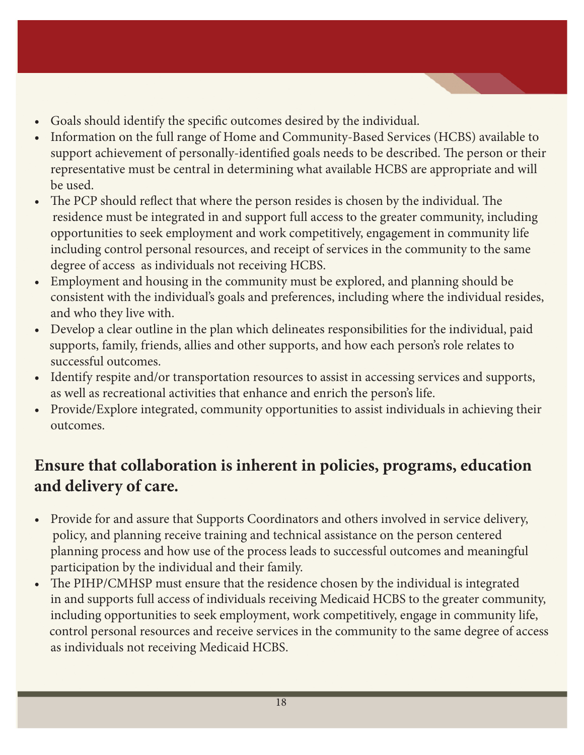- Goals should identify the specific outcomes desired by the individual.
- Information on the full range of Home and Community-Based Services (HCBS) available to support achievement of personally-identified goals needs to be described. The person or their representative must be central in determining what available HCBS are appropriate and will be used.
- The PCP should reflect that where the person resides is chosen by the individual. The residence must be integrated in and support full access to the greater community, including opportunities to seek employment and work competitively, engagement in community life including control personal resources, and receipt of services in the community to the same degree of access as individuals not receiving HCBS.
- Employment and housing in the community must be explored, and planning should be consistent with the individual's goals and preferences, including where the individual resides, and who they live with.
- Develop a clear outline in the plan which delineates responsibilities for the individual, paid supports, family, friends, allies and other supports, and how each person's role relates to successful outcomes.
- Identify respite and/or transportation resources to assist in accessing services and supports, as well as recreational activities that enhance and enrich the person's life.
- Provide/Explore integrated, community opportunities to assist individuals in achieving their outcomes.

## Ensure that collaboration is inherent in policies, programs, education and delivery of care.

- Provide for and assure that Supports Coordinators and others involved in service delivery, policy, and planning receive training and technical assistance on the person centered planning process and how use of the process leads to successful outcomes and meaningful participation by the individual and their family.
- The PIHP/CMHSP must ensure that the residence chosen by the individual is integrated in and supports full access of individuals receiving Medicaid HCBS to the greater community, including opportunities to seek employment, work competitively, engage in community life, control personal resources and receive services in the community to the same degree of access as individuals not receiving Medicaid HCBS.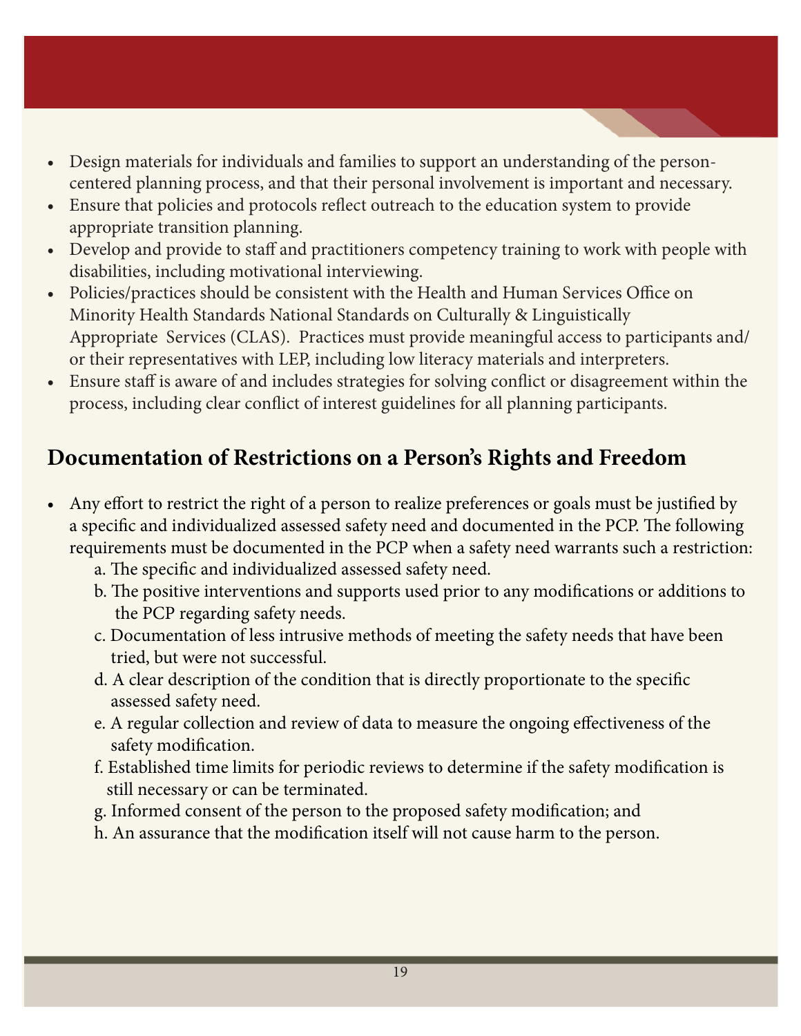- Design materials for individuals and families to support an understanding of the person-centered planning process, and that their personal involvement is important and necessary.
- Ensure that policies and protocols reflect outreach to the education system to provide appropriate transition planning.
- Develop and provide to staff and practitioners competency training to work with people with disabilities, including motivational interviewing.
- Policies/practices should be consistent with the Health and Human Services Office on Minority Health Standards National Standards on Culturally & Linguistically Appropriate Services (CLAS). Practices must provide meaningful access to participants and/or their representatives with LEP, including low literacy materials and interpreters.
- Ensure staff is aware of and includes strategies for solving conflict or disagreement within the process, including clear conflict of interest guidelines for all planning participants.

## Documentation of Restrictions on a Person's Rights and Freedom

- Any effort to restrict the right of a person to realize preferences or goals must be justified by a specific and individualized assessed safety need and documented in the PCP. The following requirements must be documented in the PCP when a safety need warrants such a restriction:
  a. The specific and individualized assessed safety need.
  b. The positive interventions and supports used prior to any modifications or additions to the PCP regarding safety needs.
  c. Documentation of less intrusive methods of meeting the safety needs that have been tried, but were not successful.
  d. A clear description of the condition that is directly proportionate to the specific assessed safety need.
  e. A regular collection and review of data to measure the ongoing effectiveness of the safety modification.
  f. Established time limits for periodic reviews to determine if the safety modification is still necessary or can be terminated.
  g. Informed consent of the person to the proposed safety modification; and
  h. An assurance that the modification itself will not cause harm to the person.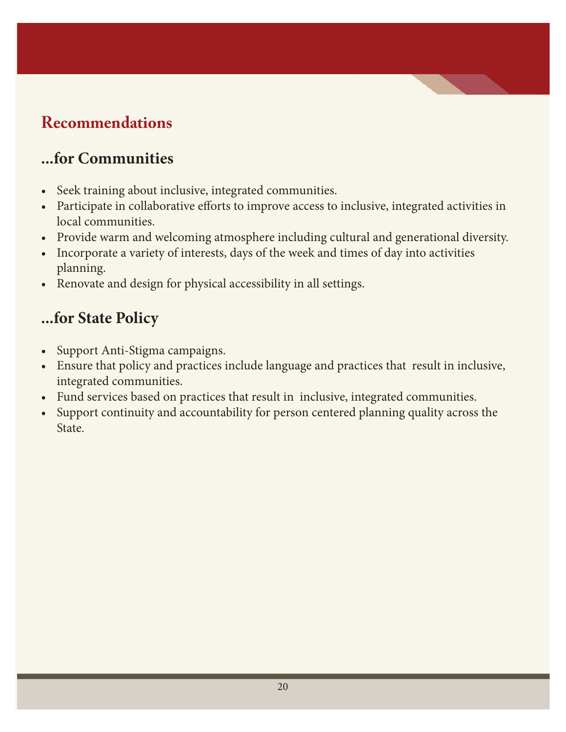## Recommendations

### ...for Communities

- Seek training about inclusive, integrated communities.
- Participate in collaborative efforts to improve access to inclusive, integrated activities in local communities.
- Provide warm and welcoming atmosphere including cultural and generational diversity.
- Incorporate a variety of interests, days of the week and times of day into activities planning.
- Renovate and design for physical accessibility in all settings.

### ...for State Policy

- Support Anti-Stigma campaigns.
- Ensure that policy and practices include language and practices that result in inclusive, integrated communities.
- Fund services based on practices that result in inclusive, integrated communities.
- Support continuity and accountability for person centered planning quality across the State.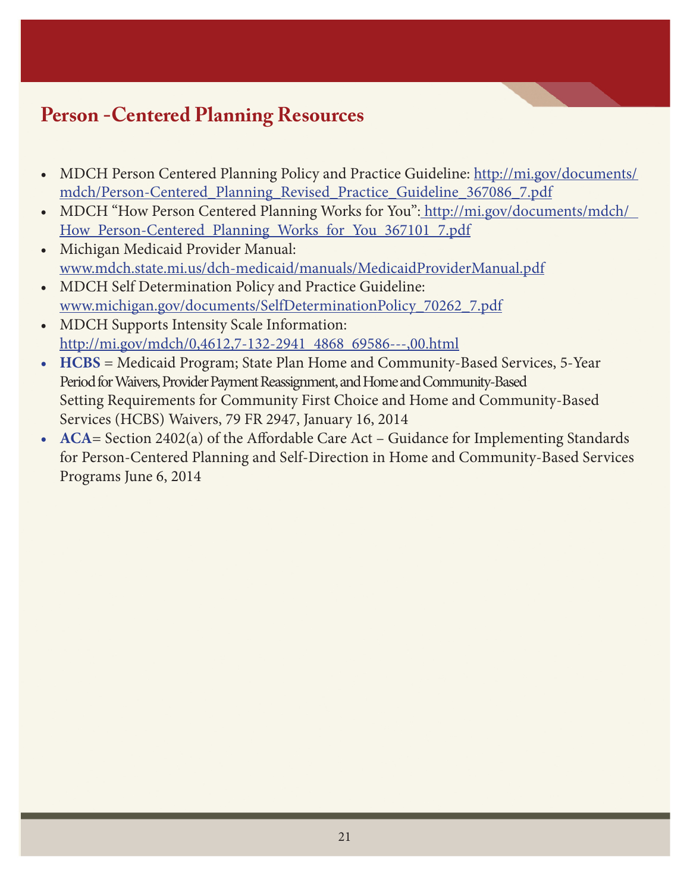## Person -Centered Planning Resources

- MDCH Person Centered Planning Policy and Practice Guideline: http://mi.gov/documents/mdch/Person-Centered_Planning_Revised_Practice_Guideline_367086_7.pdf
- MDCH "How Person Centered Planning Works for You": http://mi.gov/documents/mdch/How_Person-Centered_Planning_Works_for_You_367101_7.pdf
- Michigan Medicaid Provider Manual: www.mdch.state.mi.us/dch-medicaid/manuals/MedicaidProviderManual.pdf
- MDCH Self Determination Policy and Practice Guideline: www.michigan.gov/documents/SelfDeterminationPolicy_70262_7.pdf
- MDCH Supports Intensity Scale Information: http://mi.gov/mdch/0,4612,7-132-2941_4868_69586---,00.html
- **HCBS** = Medicaid Program; State Plan Home and Community-Based Services, 5-Year Period for Waivers, Provider Payment Reassignment, and Home and Community-Based Setting Requirements for Community First Choice and Home and Community-Based Services (HCBS) Waivers, 79 FR 2947, January 16, 2014
- **ACA**= Section 2402(a) of the Affordable Care Act – Guidance for Implementing Standards for Person-Centered Planning and Self-Direction in Home and Community-Based Services Programs June 6, 2014